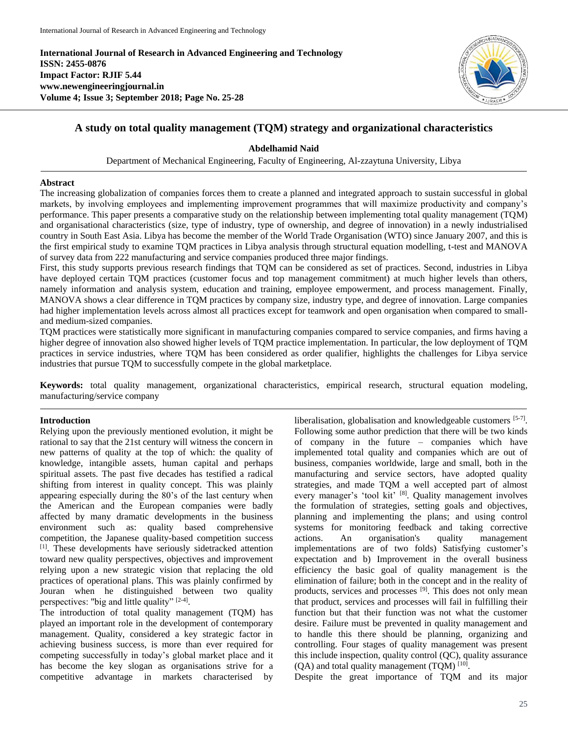# A study on total quality management (TQM) strategy and organizational characteristics

**Abdelhamid Naid**

Department of Mechanical Engineering, Faculty of Engineering, Al-zzaytuna University, Libya

## Abstract

The increasing globalization of companies forces them to create a planned and integrated approach to sustain successful in global markets, by involving employees and implementing improvement programmes that will maximize productivity and company's performance. This paper presents a comparative study on the relationship between implementing total quality management (TQM) and organisational characteristics (size, type of industry, type of ownership, and degree of innovation) in a newly industrialised country in South East Asia. Libya has become the member of the World Trade Organisation (WTO) since January 2007, and this is the first empirical study to examine TQM practices in Libya analysis through structural equation modelling, t-test and MANOVA of survey data from 222 manufacturing and service companies produced three major findings.

First, this study supports previous research findings that TQM can be considered as set of practices. Second, industries in Libya have deployed certain TQM practices (customer focus and top management commitment) at much higher levels than others, namely information and analysis system, education and training, employee empowerment, and process management. Finally, MANOVA shows a clear difference in TQM practices by company size, industry type, and degree of innovation. Large companies had higher implementation levels across almost all practices except for teamwork and open organisation when compared to small- and medium-sized companies.

TQM practices were statistically more significant in manufacturing companies compared to service companies, and firms having a higher degree of innovation also showed higher levels of TQM practice implementation. In particular, the low deployment of TQM practices in service industries, where TQM has been considered as order qualifier, highlights the challenges for Libya service industries that pursue TQM to successfully compete in the global marketplace.

**Keywords:** total quality management, organizational characteristics, empirical research, structural equation modeling, manufacturing/service company

## Introduction

Relying upon the previously mentioned evolution, it might be rational to say that the 21st century will witness the concern in new patterns of quality at the top of which: the quality of knowledge, intangible assets, human capital and perhaps spiritual assets. The past five decades has testified a radical shifting from interest in quality concept. This was plainly appearing especially during the 80's of the last century when the American and the European companies were badly affected by many dramatic developments in the business environment such as: quality based comprehensive competition, the Japanese quality-based competition success [1]. These developments have seriously sidetracked attention toward new quality perspectives, objectives and improvement relying upon a new strategic vision that replacing the old practices of operational plans. This was plainly confirmed by Jouran when he distinguished between two quality perspectives: "big and little quality" [2-4].

The introduction of total quality management (TQM) has played an important role in the development of contemporary management. Quality, considered a key strategic factor in achieving business success, is more than ever required for competing successfully in today's global market place and it has become the key slogan as organisations strive for a competitive advantage in markets characterised by liberalisation, globalisation and knowledgeable customers [5-7]. Following some author prediction that there will be two kinds of company in the future – companies which have implemented total quality and companies which are out of business, companies worldwide, large and small, both in the manufacturing and service sectors, have adopted quality strategies, and made TQM a well accepted part of almost every manager's 'tool kit' [8]. Quality management involves the formulation of strategies, setting goals and objectives, planning and implementing the plans; and using control systems for monitoring feedback and taking corrective actions. An organisation's quality management implementations are of two folds) Satisfying customer's expectation and b) Improvement in the overall business efficiency the basic goal of quality management is the elimination of failure; both in the concept and in the reality of products, services and processes [9]. This does not only mean that product, services and processes will fail in fulfilling their function but that their function was not what the customer desire. Failure must be prevented in quality management and to handle this there should be planning, organizing and controlling. Four stages of quality management was present this include inspection, quality control (QC), quality assurance (QA) and total quality management (TQM) [10].

Despite the great importance of TQM and its major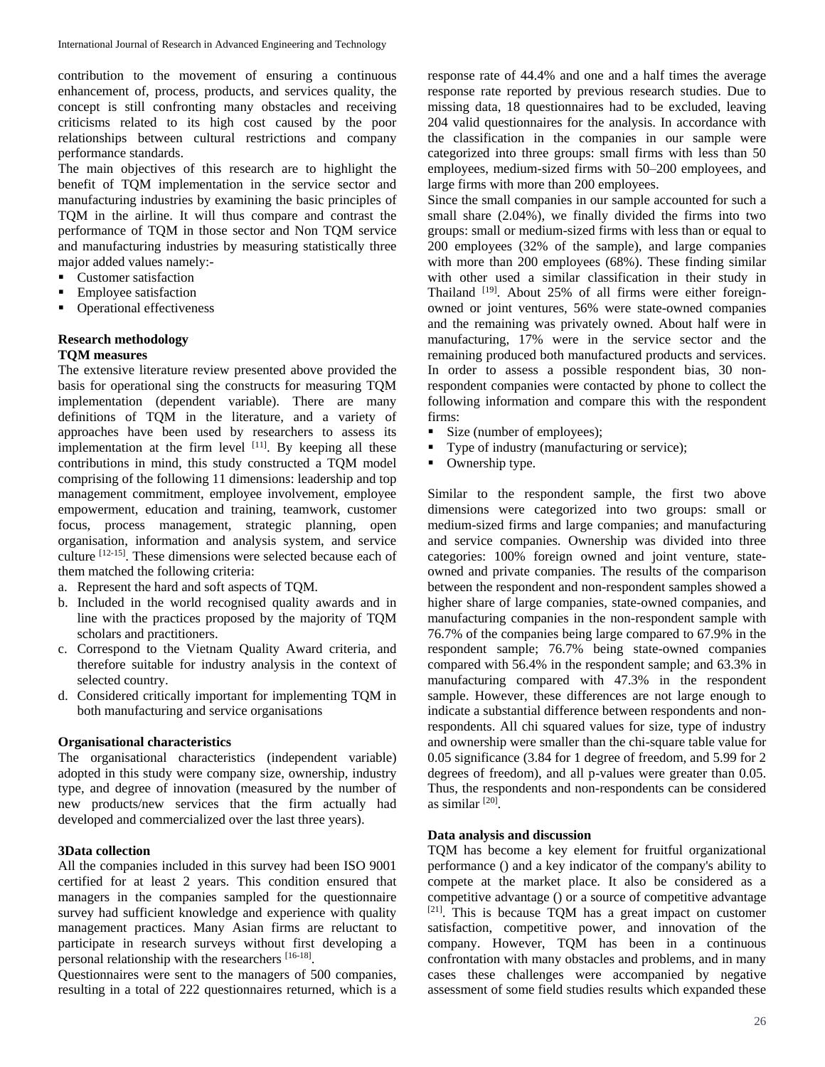contribution to the movement of ensuring a continuous enhancement of, process, products, and services quality, the concept is still confronting many obstacles and receiving criticisms related to its high cost caused by the poor relationships between cultural restrictions and company performance standards.

The main objectives of this research are to highlight the benefit of TQM implementation in the service sector and manufacturing industries by examining the basic principles of TQM in the airline. It will thus compare and contrast the performance of TQM in those sector and Non TQM service and manufacturing industries by measuring statistically three major added values namely:-

- Customer satisfaction
- Employee satisfaction
- Operational effectiveness

## Research methodology

### TQM measures

The extensive literature review presented above provided the basis for operational sing the constructs for measuring TQM implementation (dependent variable). There are many definitions of TQM in the literature, and a variety of approaches have been used by researchers to assess its implementation at the firm level [11]. By keeping all these contributions in mind, this study constructed a TQM model comprising of the following 11 dimensions: leadership and top management commitment, employee involvement, employee empowerment, education and training, teamwork, customer focus, process management, strategic planning, open organisation, information and analysis system, and service culture [12-15]. These dimensions were selected because each of them matched the following criteria:

a. Represent the hard and soft aspects of TQM.
b. Included in the world recognised quality awards and in line with the practices proposed by the majority of TQM scholars and practitioners.
c. Correspond to the Vietnam Quality Award criteria, and therefore suitable for industry analysis in the context of selected country.
d. Considered critically important for implementing TQM in both manufacturing and service organisations

### Organisational characteristics

The organisational characteristics (independent variable) adopted in this study were company size, ownership, industry type, and degree of innovation (measured by the number of new products/new services that the firm actually had developed and commercialized over the last three years).

### 3Data collection

All the companies included in this survey had been ISO 9001 certified for at least 2 years. This condition ensured that managers in the companies sampled for the questionnaire survey had sufficient knowledge and experience with quality management practices. Many Asian firms are reluctant to participate in research surveys without first developing a personal relationship with the researchers [16-18].

Questionnaires were sent to the managers of 500 companies, resulting in a total of 222 questionnaires returned, which is a response rate of 44.4% and one and a half times the average response rate reported by previous research studies. Due to missing data, 18 questionnaires had to be excluded, leaving 204 valid questionnaires for the analysis. In accordance with the classification in the companies in our sample were categorized into three groups: small firms with less than 50 employees, medium-sized firms with 50–200 employees, and large firms with more than 200 employees.

Since the small companies in our sample accounted for such a small share (2.04%), we finally divided the firms into two groups: small or medium-sized firms with less than or equal to 200 employees (32% of the sample), and large companies with more than 200 employees (68%). These finding similar with other used a similar classification in their study in Thailand [19]. About 25% of all firms were either foreign-owned or joint ventures, 56% were state-owned companies and the remaining was privately owned. About half were in manufacturing, 17% were in the service sector and the remaining produced both manufactured products and services. In order to assess a possible respondent bias, 30 non-respondent companies were contacted by phone to collect the following information and compare this with the respondent firms:

- Size (number of employees);
- Type of industry (manufacturing or service);
- Ownership type.

Similar to the respondent sample, the first two above dimensions were categorized into two groups: small or medium-sized firms and large companies; and manufacturing and service companies. Ownership was divided into three categories: 100% foreign owned and joint venture, state-owned and private companies. The results of the comparison between the respondent and non-respondent samples showed a higher share of large companies, state-owned companies, and manufacturing companies in the non-respondent sample with 76.7% of the companies being large compared to 67.9% in the respondent sample; 76.7% being state-owned companies compared with 56.4% in the respondent sample; and 63.3% in manufacturing compared with 47.3% in the respondent sample. However, these differences are not large enough to indicate a substantial difference between respondents and non-respondents. All chi squared values for size, type of industry and ownership were smaller than the chi-square table value for 0.05 significance (3.84 for 1 degree of freedom, and 5.99 for 2 degrees of freedom), and all p-values were greater than 0.05. Thus, the respondents and non-respondents can be considered as similar [20].

## Data analysis and discussion

TQM has become a key element for fruitful organizational performance () and a key indicator of the company's ability to compete at the market place. It also be considered as a competitive advantage () or a source of competitive advantage [21]. This is because TQM has a great impact on customer satisfaction, competitive power, and innovation of the company. However, TQM has been in a continuous confrontation with many obstacles and problems, and in many cases these challenges were accompanied by negative assessment of some field studies results which expanded these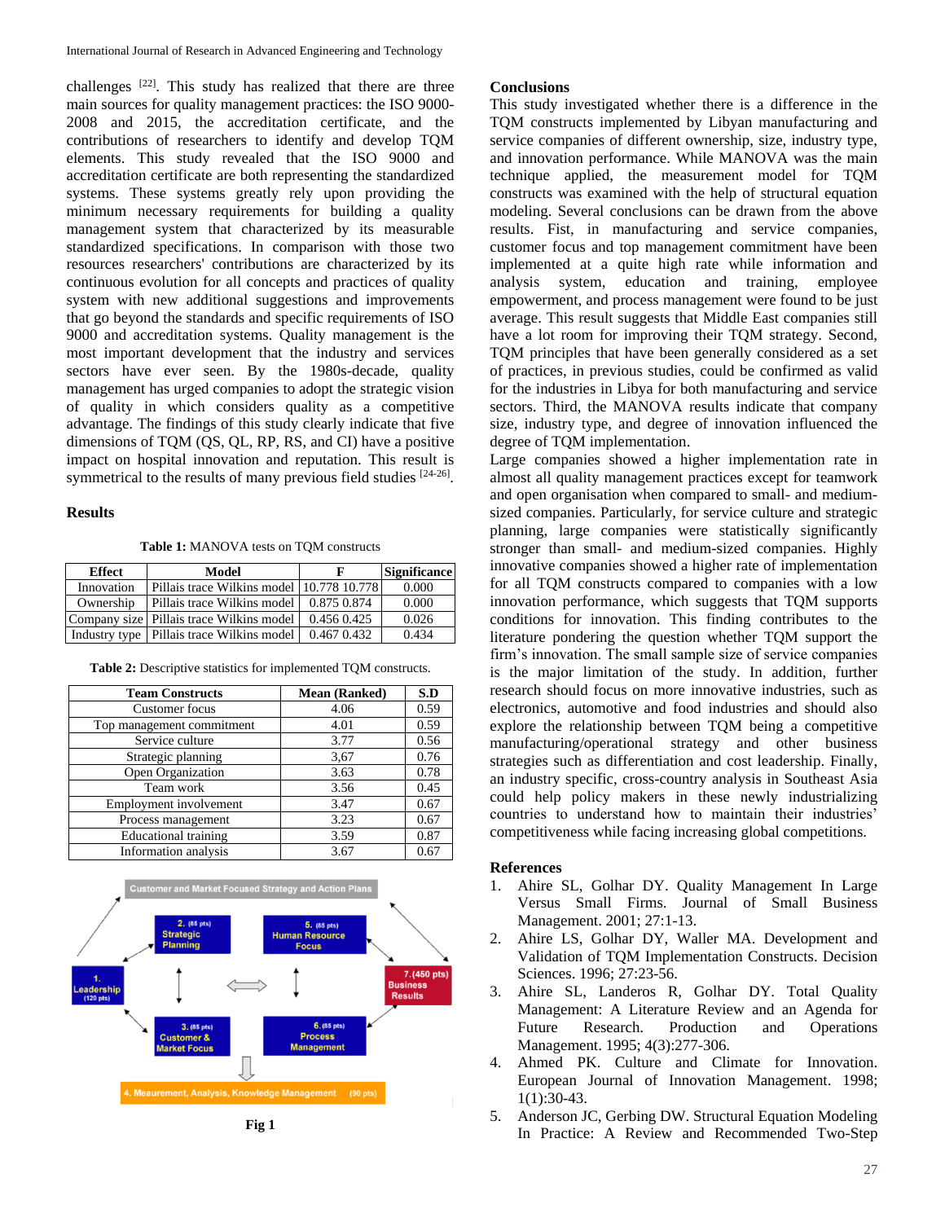challenges [22]. This study has realized that there are three main sources for quality management practices: the ISO 9000-2008 and 2015, the accreditation certificate, and the contributions of researchers to identify and develop TQM elements. This study revealed that the ISO 9000 and accreditation certificate are both representing the standardized systems. These systems greatly rely upon providing the minimum necessary requirements for building a quality management system that characterized by its measurable standardized specifications. In comparison with those two resources researchers' contributions are characterized by its continuous evolution for all concepts and practices of quality system with new additional suggestions and improvements that go beyond the standards and specific requirements of ISO 9000 and accreditation systems. Quality management is the most important development that the industry and services sectors have ever seen. By the 1980s-decade, quality management has urged companies to adopt the strategic vision of quality in which considers quality as a competitive advantage. The findings of this study clearly indicate that five dimensions of TQM (QS, QL, RP, RS, and CI) have a positive impact on hospital innovation and reputation. This result is symmetrical to the results of many previous field studies [24-26].

## Results

**Table 1:** MANOVA tests on TQM constructs

| Effect | Model | F | Significance |
|---|---|---|---|
| Innovation | Pillais trace Wilkins model | 10.778 10.778 | 0.000 |
| Ownership | Pillais trace Wilkins model | 0.875 0.874 | 0.000 |
| Company size | Pillais trace Wilkins model | 0.456 0.425 | 0.026 |
| Industry type | Pillais trace Wilkins model | 0.467 0.432 | 0.434 |

**Table 2:** Descriptive statistics for implemented TQM constructs.

| Team Constructs | Mean (Ranked) | S.D |
|---|---|---|
| Customer focus | 4.06 | 0.59 |
| Top management commitment | 4.01 | 0.59 |
| Service culture | 3.77 | 0.56 |
| Strategic planning | 3,67 | 0.76 |
| Open Organization | 3.63 | 0.78 |
| Team work | 3.56 | 0.45 |
| Employment involvement | 3.47 | 0.67 |
| Process management | 3.23 | 0.67 |
| Educational training | 3.59 | 0.87 |
| Information analysis | 3.67 | 0.67 |

Fig 1

## Conclusions

This study investigated whether there is a difference in the TQM constructs implemented by Libyan manufacturing and service companies of different ownership, size, industry type, and innovation performance. While MANOVA was the main technique applied, the measurement model for TQM constructs was examined with the help of structural equation modeling. Several conclusions can be drawn from the above results. Fist, in manufacturing and service companies, customer focus and top management commitment have been implemented at a quite high rate while information and analysis system, education and training, employee empowerment, and process management were found to be just average. This result suggests that Middle East companies still have a lot room for improving their TQM strategy. Second, TQM principles that have been generally considered as a set of practices, in previous studies, could be confirmed as valid for the industries in Libya for both manufacturing and service sectors. Third, the MANOVA results indicate that company size, industry type, and degree of innovation influenced the degree of TQM implementation.

Large companies showed a higher implementation rate in almost all quality management practices except for teamwork and open organisation when compared to small- and medium-sized companies. Particularly, for service culture and strategic planning, large companies were statistically significantly stronger than small- and medium-sized companies. Highly innovative companies showed a higher rate of implementation for all TQM constructs compared to companies with a low innovation performance, which suggests that TQM supports conditions for innovation. This finding contributes to the literature pondering the question whether TQM support the firm's innovation. The small sample size of service companies is the major limitation of the study. In addition, further research should focus on more innovative industries, such as electronics, automotive and food industries and should also explore the relationship between TQM being a competitive manufacturing/operational strategy and other business strategies such as differentiation and cost leadership. Finally, an industry specific, cross-country analysis in Southeast Asia could help policy makers in these newly industrializing countries to understand how to maintain their industries' competitiveness while facing increasing global competitions.

## References

1. Ahire SL, Golhar DY. Quality Management In Large Versus Small Firms. Journal of Small Business Management. 2001; 27:1-13.
2. Ahire LS, Golhar DY, Waller MA. Development and Validation of TQM Implementation Constructs. Decision Sciences. 1996; 27:23-56.
3. Ahire SL, Landeros R, Golhar DY. Total Quality Management: A Literature Review and an Agenda for Future Research. Production and Operations Management. 1995; 4(3):277-306.
4. Ahmed PK. Culture and Climate for Innovation. European Journal of Innovation Management. 1998; 1(1):30-43.
5. Anderson JC, Gerbing DW. Structural Equation Modeling In Practice: A Review and Recommended Two-Step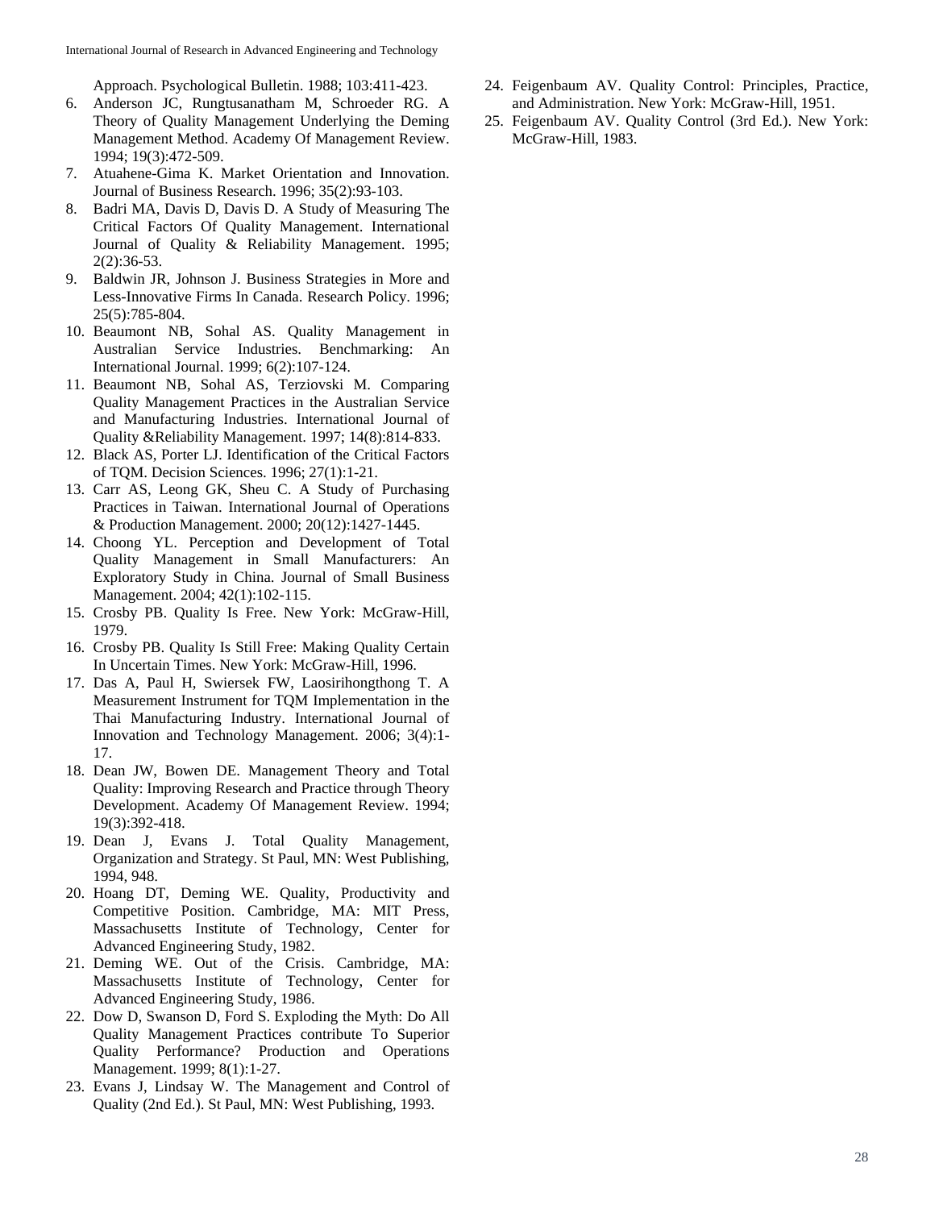Approach. Psychological Bulletin. 1988; 103:411-423.

6. Anderson JC, Rungtusanatham M, Schroeder RG. A Theory of Quality Management Underlying the Deming Management Method. Academy Of Management Review. 1994; 19(3):472-509.
7. Atuahene-Gima K. Market Orientation and Innovation. Journal of Business Research. 1996; 35(2):93-103.
8. Badri MA, Davis D, Davis D. A Study of Measuring The Critical Factors Of Quality Management. International Journal of Quality & Reliability Management. 1995; 2(2):36-53.
9. Baldwin JR, Johnson J. Business Strategies in More and Less-Innovative Firms In Canada. Research Policy. 1996; 25(5):785-804.
10. Beaumont NB, Sohal AS. Quality Management in Australian Service Industries. Benchmarking: An International Journal. 1999; 6(2):107-124.
11. Beaumont NB, Sohal AS, Terziovski M. Comparing Quality Management Practices in the Australian Service and Manufacturing Industries. International Journal of Quality &Reliability Management. 1997; 14(8):814-833.
12. Black AS, Porter LJ. Identification of the Critical Factors of TQM. Decision Sciences. 1996; 27(1):1-21.
13. Carr AS, Leong GK, Sheu C. A Study of Purchasing Practices in Taiwan. International Journal of Operations & Production Management. 2000; 20(12):1427-1445.
14. Choong YL. Perception and Development of Total Quality Management in Small Manufacturers: An Exploratory Study in China. Journal of Small Business Management. 2004; 42(1):102-115.
15. Crosby PB. Quality Is Free. New York: McGraw-Hill, 1979.
16. Crosby PB. Quality Is Still Free: Making Quality Certain In Uncertain Times. New York: McGraw-Hill, 1996.
17. Das A, Paul H, Swiersek FW, Laosirihongthong T. A Measurement Instrument for TQM Implementation in the Thai Manufacturing Industry. International Journal of Innovation and Technology Management. 2006; 3(4):1-17.
18. Dean JW, Bowen DE. Management Theory and Total Quality: Improving Research and Practice through Theory Development. Academy Of Management Review. 1994; 19(3):392-418.
19. Dean J, Evans J. Total Quality Management, Organization and Strategy. St Paul, MN: West Publishing, 1994, 948.
20. Hoang DT, Deming WE. Quality, Productivity and Competitive Position. Cambridge, MA: MIT Press, Massachusetts Institute of Technology, Center for Advanced Engineering Study, 1982.
21. Deming WE. Out of the Crisis. Cambridge, MA: Massachusetts Institute of Technology, Center for Advanced Engineering Study, 1986.
22. Dow D, Swanson D, Ford S. Exploding the Myth: Do All Quality Management Practices contribute To Superior Quality Performance? Production and Operations Management. 1999; 8(1):1-27.
23. Evans J, Lindsay W. The Management and Control of Quality (2nd Ed.). St Paul, MN: West Publishing, 1993.
24. Feigenbaum AV. Quality Control: Principles, Practice, and Administration. New York: McGraw-Hill, 1951.
25. Feigenbaum AV. Quality Control (3rd Ed.). New York: McGraw-Hill, 1983.